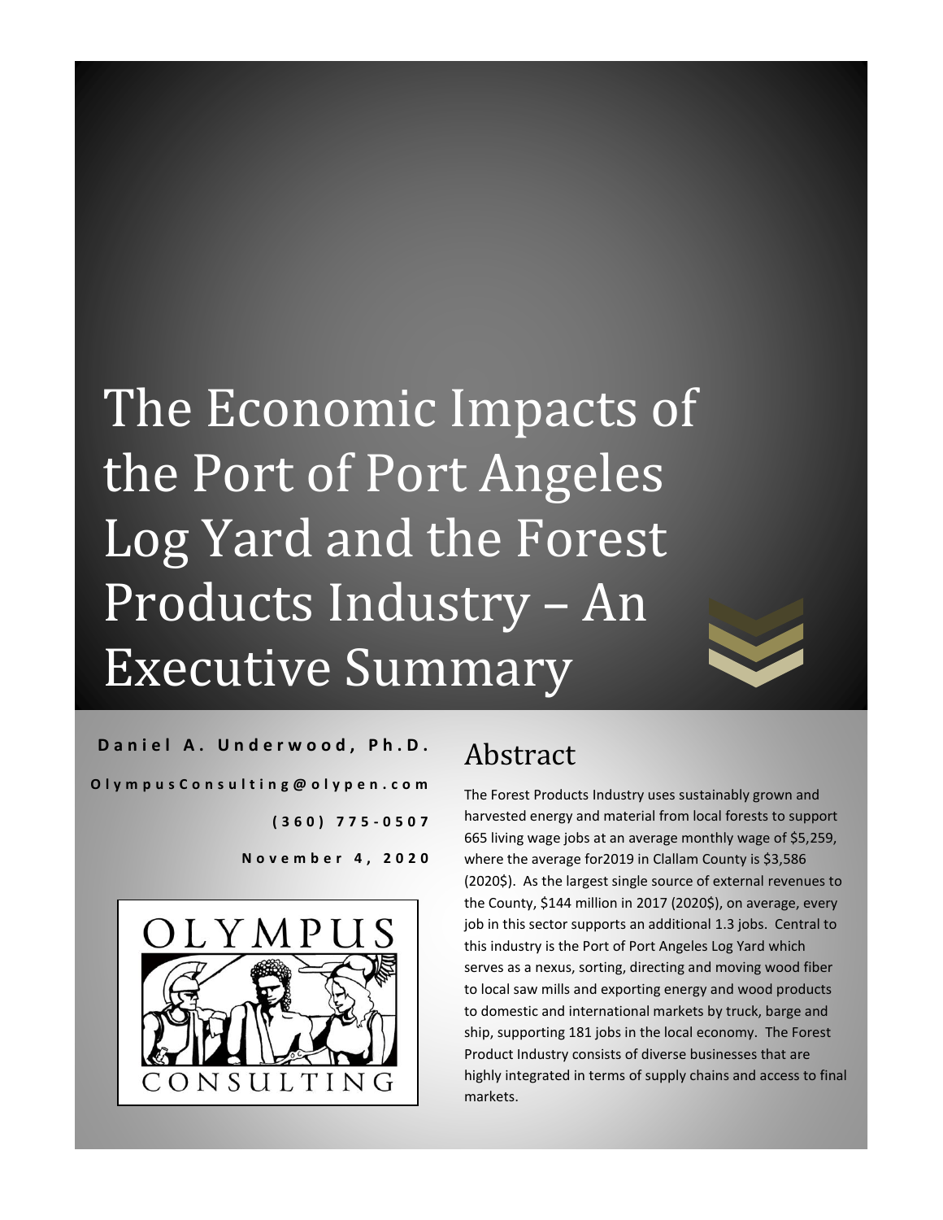# The Economic Impacts of the Port of Port Angeles Log Yard and the Forest Products Industry – An Executive Summary

**Daniel A. Underwood, Ph.D.**

**OlympusConsulting@olypen.com**

**(360) 775-0507**

**November 4, 2020**

OLYMPUS CONSULTING

## Abstract

The Forest Products Industry uses sustainably grown and harvested energy and material from local forests to support 665 living wage jobs at an average monthly wage of $5,259, where the average for2019 in Clallam County is $3,586 (2020$). As the largest single source of external revenues to the County, $144 million in 2017 (2020$), on average, every job in this sector supports an additional 1.3 jobs. Central to this industry is the Port of Port Angeles Log Yard which serves as a nexus, sorting, directing and moving wood fiber to local saw mills and exporting energy and wood products to domestic and international markets by truck, barge and ship, supporting 181 jobs in the local economy. The Forest Product Industry consists of diverse businesses that are highly integrated in terms of supply chains and access to final markets.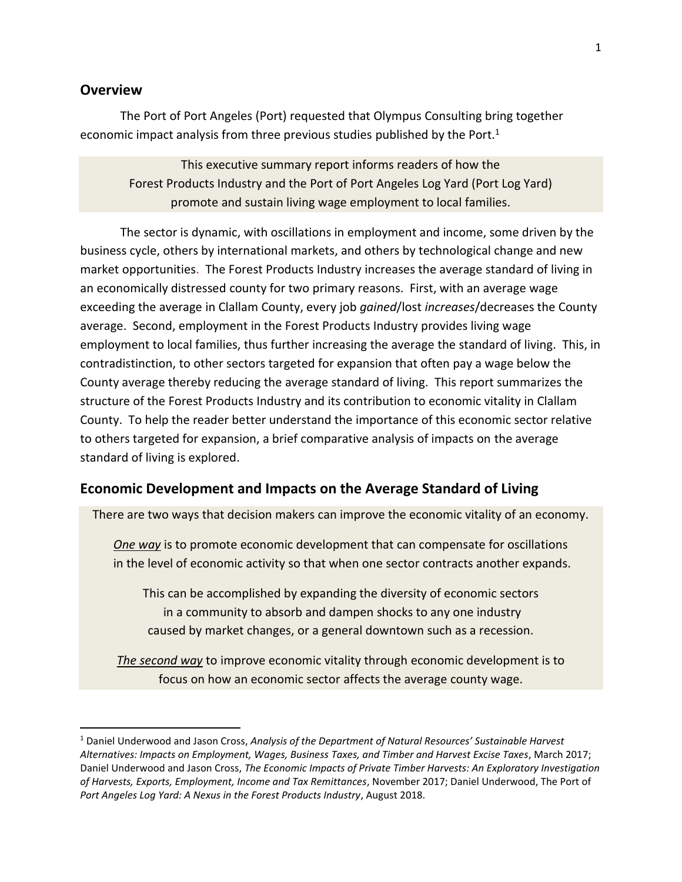## Overview

The Port of Port Angeles (Port) requested that Olympus Consulting bring together economic impact analysis from three previous studies published by the Port.[1]

> This executive summary report informs readers of how the Forest Products Industry and the Port of Port Angeles Log Yard (Port Log Yard) promote and sustain living wage employment to local families.

The sector is dynamic, with oscillations in employment and income, some driven by the business cycle, others by international markets, and others by technological change and new market opportunities. The Forest Products Industry increases the average standard of living in an economically distressed county for two primary reasons. First, with an average wage exceeding the average in Clallam County, every job *gained*/lost *increases*/decreases the County average. Second, employment in the Forest Products Industry provides living wage employment to local families, thus further increasing the average the standard of living. This, in contradistinction, to other sectors targeted for expansion that often pay a wage below the County average thereby reducing the average standard of living. This report summarizes the structure of the Forest Products Industry and its contribution to economic vitality in Clallam County. To help the reader better understand the importance of this economic sector relative to others targeted for expansion, a brief comparative analysis of impacts on the average standard of living is explored.

## Economic Development and Impacts on the Average Standard of Living

> There are two ways that decision makers can improve the economic vitality of an economy.
>
> ***One way*** is to promote economic development that can compensate for oscillations in the level of economic activity so that when one sector contracts another expands.
>
> This can be accomplished by expanding the diversity of economic sectors in a community to absorb and dampen shocks to any one industry caused by market changes, or a general downtown such as a recession.
>
> ***The second way*** to improve economic vitality through economic development is to focus on how an economic sector affects the average county wage.

---

[1] Daniel Underwood and Jason Cross, *Analysis of the Department of Natural Resources' Sustainable Harvest Alternatives: Impacts on Employment, Wages, Business Taxes, and Timber and Harvest Excise Taxes*, March 2017; Daniel Underwood and Jason Cross, *The Economic Impacts of Private Timber Harvests: An Exploratory Investigation of Harvests, Exports, Employment, Income and Tax Remittances*, November 2017; Daniel Underwood, The Port of *Port Angeles Log Yard: A Nexus in the Forest Products Industry*, August 2018.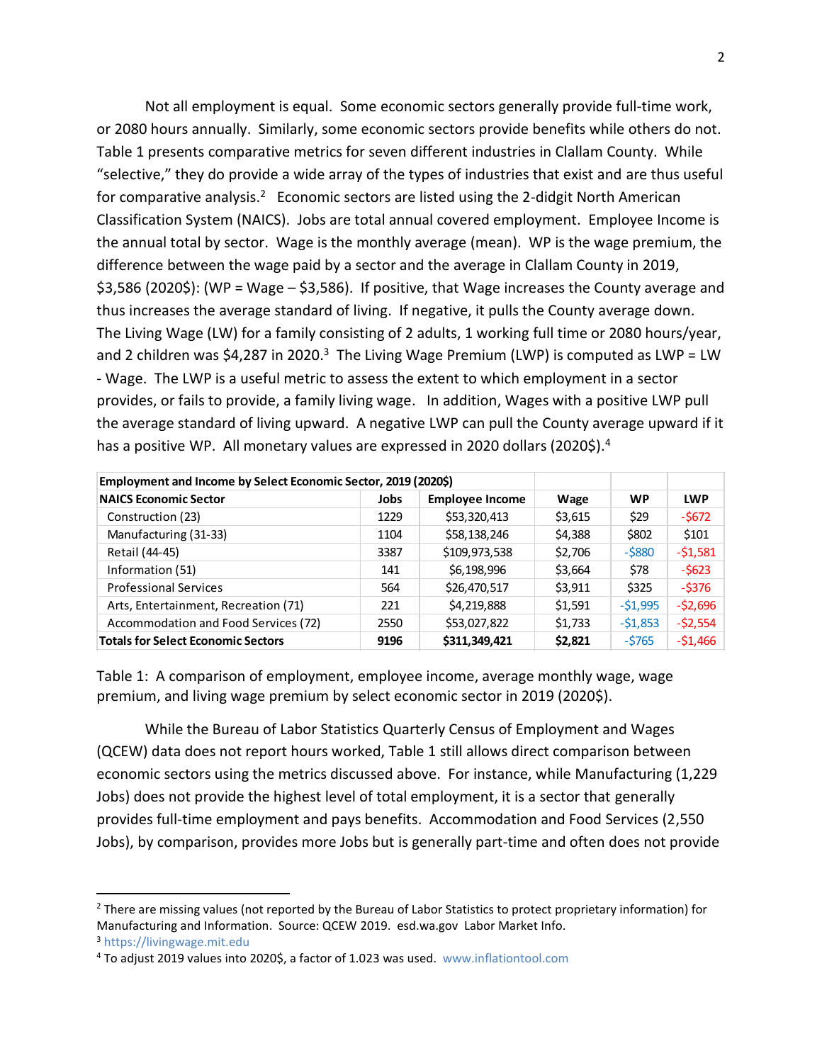Not all employment is equal. Some economic sectors generally provide full-time work, or 2080 hours annually. Similarly, some economic sectors provide benefits while others do not. Table 1 presents comparative metrics for seven different industries in Clallam County. While "selective," they do provide a wide array of the types of industries that exist and are thus useful for comparative analysis.[2] Economic sectors are listed using the 2-didgit North American Classification System (NAICS). Jobs are total annual covered employment. Employee Income is the annual total by sector. Wage is the monthly average (mean). WP is the wage premium, the difference between the wage paid by a sector and the average in Clallam County in 2019, $3,586 (2020$): (WP = Wage – $3,586). If positive, that Wage increases the County average and thus increases the average standard of living. If negative, it pulls the County average down. The Living Wage (LW) for a family consisting of 2 adults, 1 working full time or 2080 hours/year, and 2 children was $4,287 in 2020.[3] The Living Wage Premium (LWP) is computed as LWP = LW - Wage. The LWP is a useful metric to assess the extent to which employment in a sector provides, or fails to provide, a family living wage. In addition, Wages with a positive LWP pull the average standard of living upward. A negative LWP can pull the County average upward if it has a positive WP. All monetary values are expressed in 2020 dollars (2020$).[4]

| Employment and Income by Select Economic Sector, 2019 (2020$) | | | | | |
|---|---|---|---|---|---|
| **NAICS Economic Sector** | **Jobs** | **Employee Income** | **Wage** | **WP** | **LWP** |
| Construction (23) | 1229 | $53,320,413 | $3,615 | $29 | -$672 |
| Manufacturing (31-33) | 1104 | $58,138,246 | $4,388 | $802 | $101 |
| Retail (44-45) | 3387 | $109,973,538 | $2,706 | -$880 | -$1,581 |
| Information (51) | 141 | $6,198,996 | $3,664 | $78 | -$623 |
| Professional Services | 564 | $26,470,517 | $3,911 | $325 | -$376 |
| Arts, Entertainment, Recreation (71) | 221 | $4,219,888 | $1,591 | -$1,995 | -$2,696 |
| Accommodation and Food Services (72) | 2550 | $53,027,822 | $1,733 | -$1,853 | -$2,554 |
| **Totals for Select Economic Sectors** | **9196** | **$311,349,421** | **$2,821** | -$765 | -$1,466 |

Table 1: A comparison of employment, employee income, average monthly wage, wage premium, and living wage premium by select economic sector in 2019 (2020$).

While the Bureau of Labor Statistics Quarterly Census of Employment and Wages (QCEW) data does not report hours worked, Table 1 still allows direct comparison between economic sectors using the metrics discussed above. For instance, while Manufacturing (1,229 Jobs) does not provide the highest level of total employment, it is a sector that generally provides full-time employment and pays benefits. Accommodation and Food Services (2,550 Jobs), by comparison, provides more Jobs but is generally part-time and often does not provide

[2] There are missing values (not reported by the Bureau of Labor Statistics to protect proprietary information) for Manufacturing and Information. Source: QCEW 2019. esd.wa.gov Labor Market Info.

[3] https://livingwage.mit.edu

[4] To adjust 2019 values into 2020$, a factor of 1.023 was used. www.inflationtool.com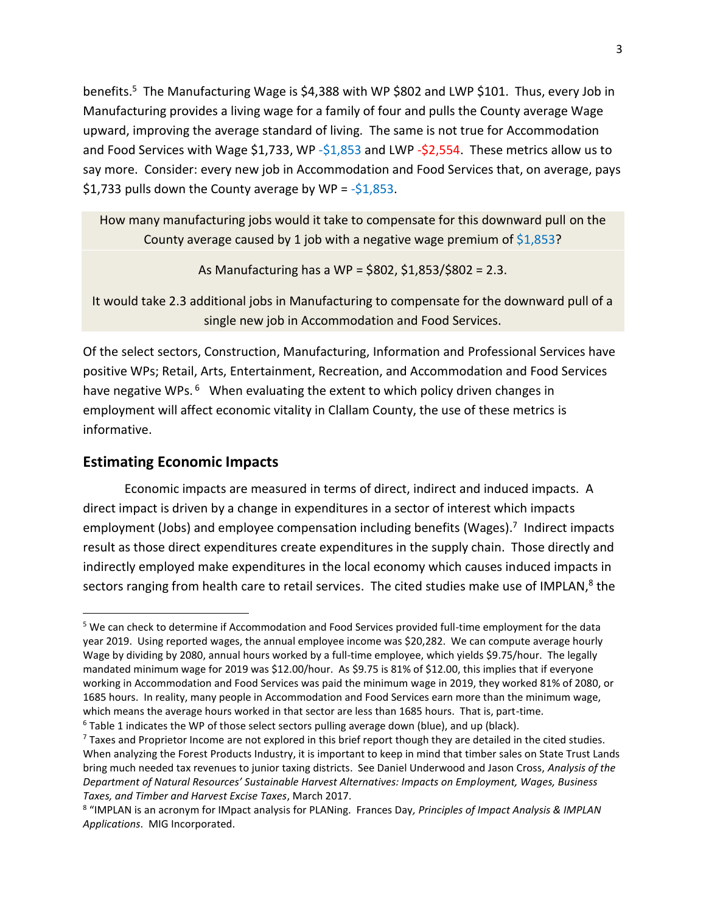benefits.[5] The Manufacturing Wage is $4,388 with WP $802 and LWP $101. Thus, every Job in Manufacturing provides a living wage for a family of four and pulls the County average Wage upward, improving the average standard of living. The same is not true for Accommodation and Food Services with Wage $1,733, WP -$1,853 and LWP -$2,554. These metrics allow us to say more. Consider: every new job in Accommodation and Food Services that, on average, pays $1,733 pulls down the County average by WP = -$1,853.

How many manufacturing jobs would it take to compensate for this downward pull on the County average caused by 1 job with a negative wage premium of $1,853?

As Manufacturing has a WP = $802, $1,853/$802 = 2.3.

It would take 2.3 additional jobs in Manufacturing to compensate for the downward pull of a single new job in Accommodation and Food Services.

Of the select sectors, Construction, Manufacturing, Information and Professional Services have positive WPs; Retail, Arts, Entertainment, Recreation, and Accommodation and Food Services have negative WPs.[6] When evaluating the extent to which policy driven changes in employment will affect economic vitality in Clallam County, the use of these metrics is informative.

## Estimating Economic Impacts

Economic impacts are measured in terms of direct, indirect and induced impacts. A direct impact is driven by a change in expenditures in a sector of interest which impacts employment (Jobs) and employee compensation including benefits (Wages).[7] Indirect impacts result as those direct expenditures create expenditures in the supply chain. Those directly and indirectly employed make expenditures in the local economy which causes induced impacts in sectors ranging from health care to retail services. The cited studies make use of IMPLAN,[8] the

---

[5] We can check to determine if Accommodation and Food Services provided full-time employment for the data year 2019. Using reported wages, the annual employee income was $20,282. We can compute average hourly Wage by dividing by 2080, annual hours worked by a full-time employee, which yields $9.75/hour. The legally mandated minimum wage for 2019 was $12.00/hour. As $9.75 is 81% of $12.00, this implies that if everyone working in Accommodation and Food Services was paid the minimum wage in 2019, they worked 81% of 2080, or 1685 hours. In reality, many people in Accommodation and Food Services earn more than the minimum wage, which means the average hours worked in that sector are less than 1685 hours. That is, part-time.

[6] Table 1 indicates the WP of those select sectors pulling average down (blue), and up (black).

[7] Taxes and Proprietor Income are not explored in this brief report though they are detailed in the cited studies. When analyzing the Forest Products Industry, it is important to keep in mind that timber sales on State Trust Lands bring much needed tax revenues to junior taxing districts. See Daniel Underwood and Jason Cross, *Analysis of the Department of Natural Resources' Sustainable Harvest Alternatives: Impacts on Employment, Wages, Business Taxes, and Timber and Harvest Excise Taxes*, March 2017.

[8] "IMPLAN is an acronym for IMpact analysis for PLANing. Frances Day, *Principles of Impact Analysis & IMPLAN Applications*. MIG Incorporated.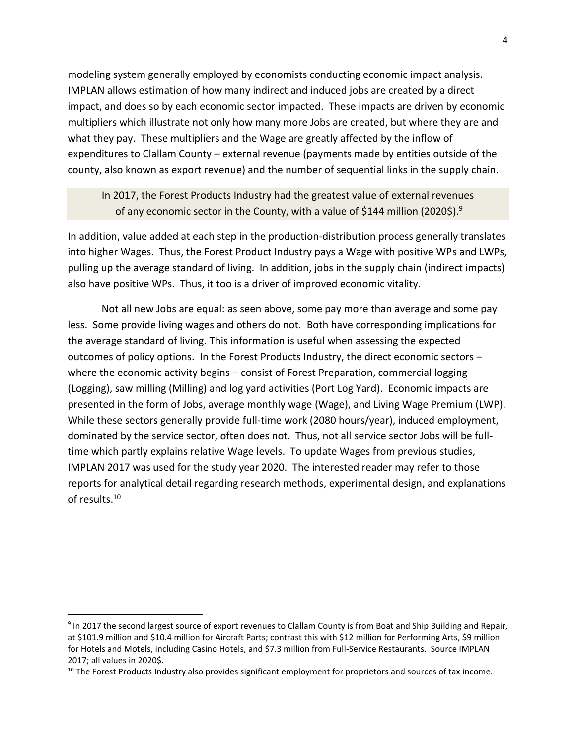modeling system generally employed by economists conducting economic impact analysis. IMPLAN allows estimation of how many indirect and induced jobs are created by a direct impact, and does so by each economic sector impacted. These impacts are driven by economic multipliers which illustrate not only how many more Jobs are created, but where they are and what they pay. These multipliers and the Wage are greatly affected by the inflow of expenditures to Clallam County – external revenue (payments made by entities outside of the county, also known as export revenue) and the number of sequential links in the supply chain.

> In 2017, the Forest Products Industry had the greatest value of external revenues of any economic sector in the County, with a value of $144 million (2020$).[9]

In addition, value added at each step in the production-distribution process generally translates into higher Wages. Thus, the Forest Product Industry pays a Wage with positive WPs and LWPs, pulling up the average standard of living. In addition, jobs in the supply chain (indirect impacts) also have positive WPs. Thus, it too is a driver of improved economic vitality.

Not all new Jobs are equal: as seen above, some pay more than average and some pay less. Some provide living wages and others do not. Both have corresponding implications for the average standard of living. This information is useful when assessing the expected outcomes of policy options. In the Forest Products Industry, the direct economic sectors – where the economic activity begins – consist of Forest Preparation, commercial logging (Logging), saw milling (Milling) and log yard activities (Port Log Yard). Economic impacts are presented in the form of Jobs, average monthly wage (Wage), and Living Wage Premium (LWP). While these sectors generally provide full-time work (2080 hours/year), induced employment, dominated by the service sector, often does not. Thus, not all service sector Jobs will be full-time which partly explains relative Wage levels. To update Wages from previous studies, IMPLAN 2017 was used for the study year 2020. The interested reader may refer to those reports for analytical detail regarding research methods, experimental design, and explanations of results.[10]

---

[9] In 2017 the second largest source of export revenues to Clallam County is from Boat and Ship Building and Repair, at $101.9 million and $10.4 million for Aircraft Parts; contrast this with $12 million for Performing Arts, $9 million for Hotels and Motels, including Casino Hotels, and $7.3 million from Full-Service Restaurants. Source IMPLAN 2017; all values in 2020$.

[10] The Forest Products Industry also provides significant employment for proprietors and sources of tax income.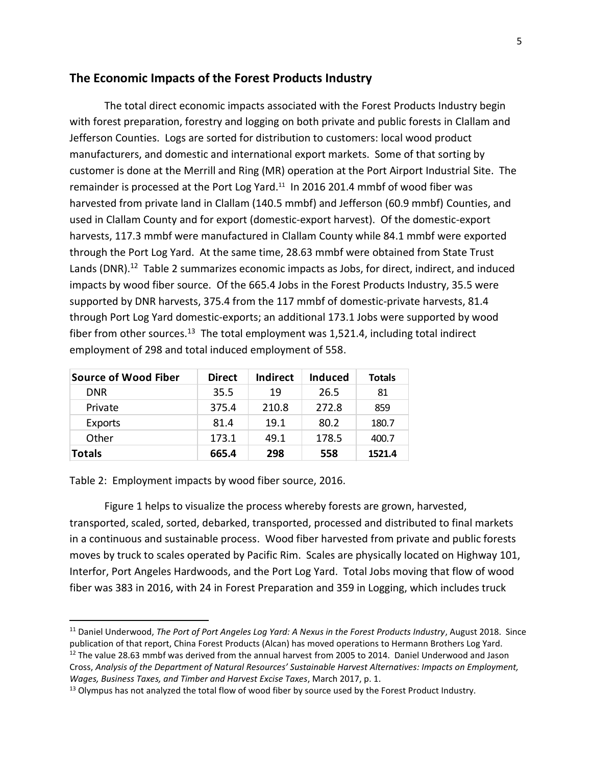## The Economic Impacts of the Forest Products Industry

The total direct economic impacts associated with the Forest Products Industry begin with forest preparation, forestry and logging on both private and public forests in Clallam and Jefferson Counties. Logs are sorted for distribution to customers: local wood product manufacturers, and domestic and international export markets. Some of that sorting by customer is done at the Merrill and Ring (MR) operation at the Port Airport Industrial Site. The remainder is processed at the Port Log Yard.[11] In 2016 201.4 mmbf of wood fiber was harvested from private land in Clallam (140.5 mmbf) and Jefferson (60.9 mmbf) Counties, and used in Clallam County and for export (domestic-export harvest). Of the domestic-export harvests, 117.3 mmbf were manufactured in Clallam County while 84.1 mmbf were exported through the Port Log Yard. At the same time, 28.63 mmbf were obtained from State Trust Lands (DNR).[12] Table 2 summarizes economic impacts as Jobs, for direct, indirect, and induced impacts by wood fiber source. Of the 665.4 Jobs in the Forest Products Industry, 35.5 were supported by DNR harvests, 375.4 from the 117 mmbf of domestic-private harvests, 81.4 through Port Log Yard domestic-exports; an additional 173.1 Jobs were supported by wood fiber from other sources.[13] The total employment was 1,521.4, including total indirect employment of 298 and total induced employment of 558.

| Source of Wood Fiber | Direct | Indirect | Induced | Totals |
|---|---|---|---|---|
| DNR | 35.5 | 19 | 26.5 | 81 |
| Private | 375.4 | 210.8 | 272.8 | 859 |
| Exports | 81.4 | 19.1 | 80.2 | 180.7 |
| Other | 173.1 | 49.1 | 178.5 | 400.7 |
| **Totals** | **665.4** | **298** | **558** | **1521.4** |

Table 2: Employment impacts by wood fiber source, 2016.

Figure 1 helps to visualize the process whereby forests are grown, harvested, transported, scaled, sorted, debarked, transported, processed and distributed to final markets in a continuous and sustainable process. Wood fiber harvested from private and public forests moves by truck to scales operated by Pacific Rim. Scales are physically located on Highway 101, Interfor, Port Angeles Hardwoods, and the Port Log Yard. Total Jobs moving that flow of wood fiber was 383 in 2016, with 24 in Forest Preparation and 359 in Logging, which includes truck

---

[11] Daniel Underwood, *The Port of Port Angeles Log Yard: A Nexus in the Forest Products Industry*, August 2018. Since publication of that report, China Forest Products (Alcan) has moved operations to Hermann Brothers Log Yard.

[12] The value 28.63 mmbf was derived from the annual harvest from 2005 to 2014. Daniel Underwood and Jason Cross, *Analysis of the Department of Natural Resources' Sustainable Harvest Alternatives: Impacts on Employment, Wages, Business Taxes, and Timber and Harvest Excise Taxes*, March 2017, p. 1.

[13] Olympus has not analyzed the total flow of wood fiber by source used by the Forest Product Industry.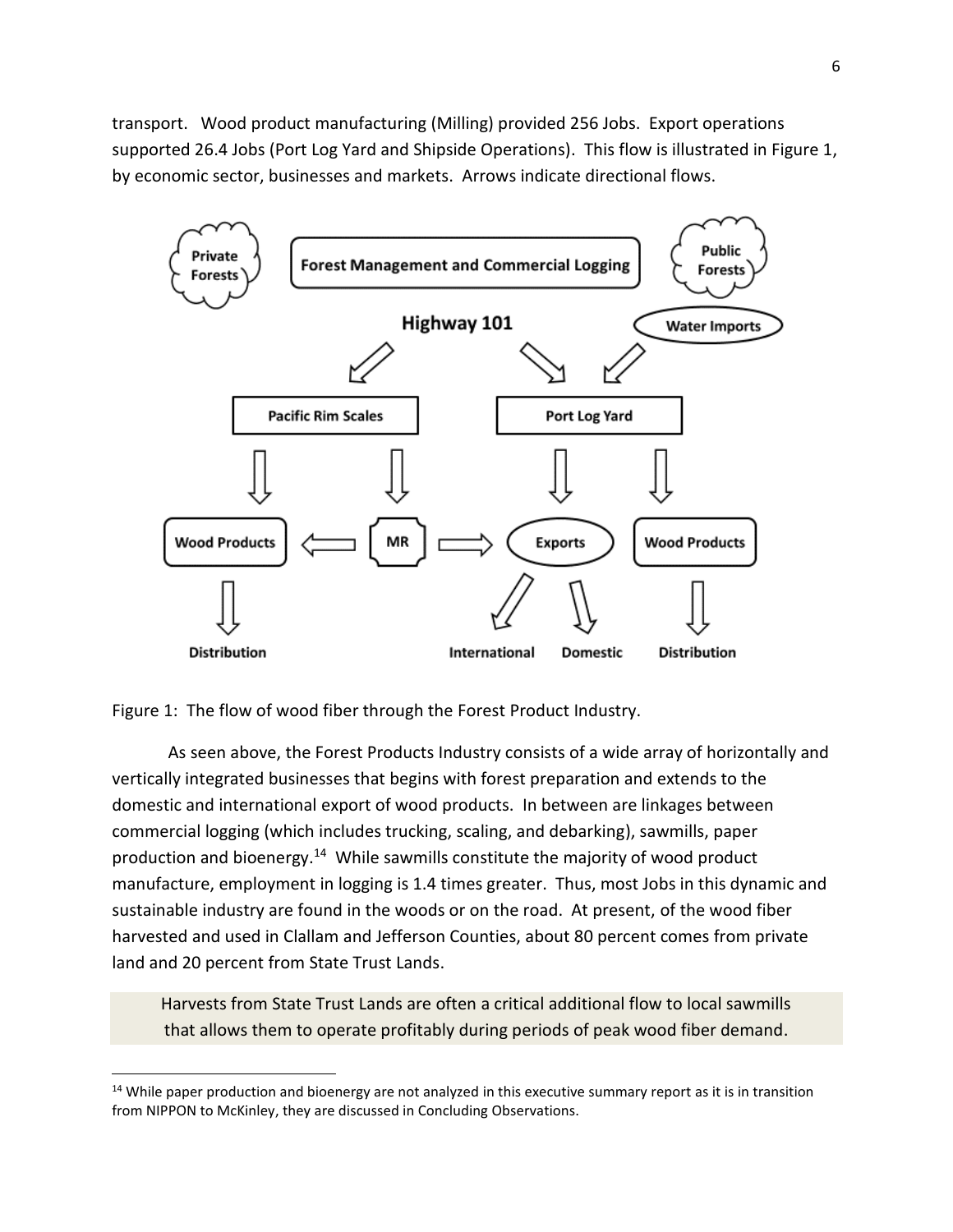transport. Wood product manufacturing (Milling) provided 256 Jobs. Export operations supported 26.4 Jobs (Port Log Yard and Shipside Operations). This flow is illustrated in Figure 1, by economic sector, businesses and markets. Arrows indicate directional flows.

Figure 1: The flow of wood fiber through the Forest Product Industry.

As seen above, the Forest Products Industry consists of a wide array of horizontally and vertically integrated businesses that begins with forest preparation and extends to the domestic and international export of wood products. In between are linkages between commercial logging (which includes trucking, scaling, and debarking), sawmills, paper production and bioenergy.[14] While sawmills constitute the majority of wood product manufacture, employment in logging is 1.4 times greater. Thus, most Jobs in this dynamic and sustainable industry are found in the woods or on the road. At present, of the wood fiber harvested and used in Clallam and Jefferson Counties, about 80 percent comes from private land and 20 percent from State Trust Lands.

> Harvests from State Trust Lands are often a critical additional flow to local sawmills that allows them to operate profitably during periods of peak wood fiber demand.

[14] While paper production and bioenergy are not analyzed in this executive summary report as it is in transition from NIPPON to McKinley, they are discussed in Concluding Observations.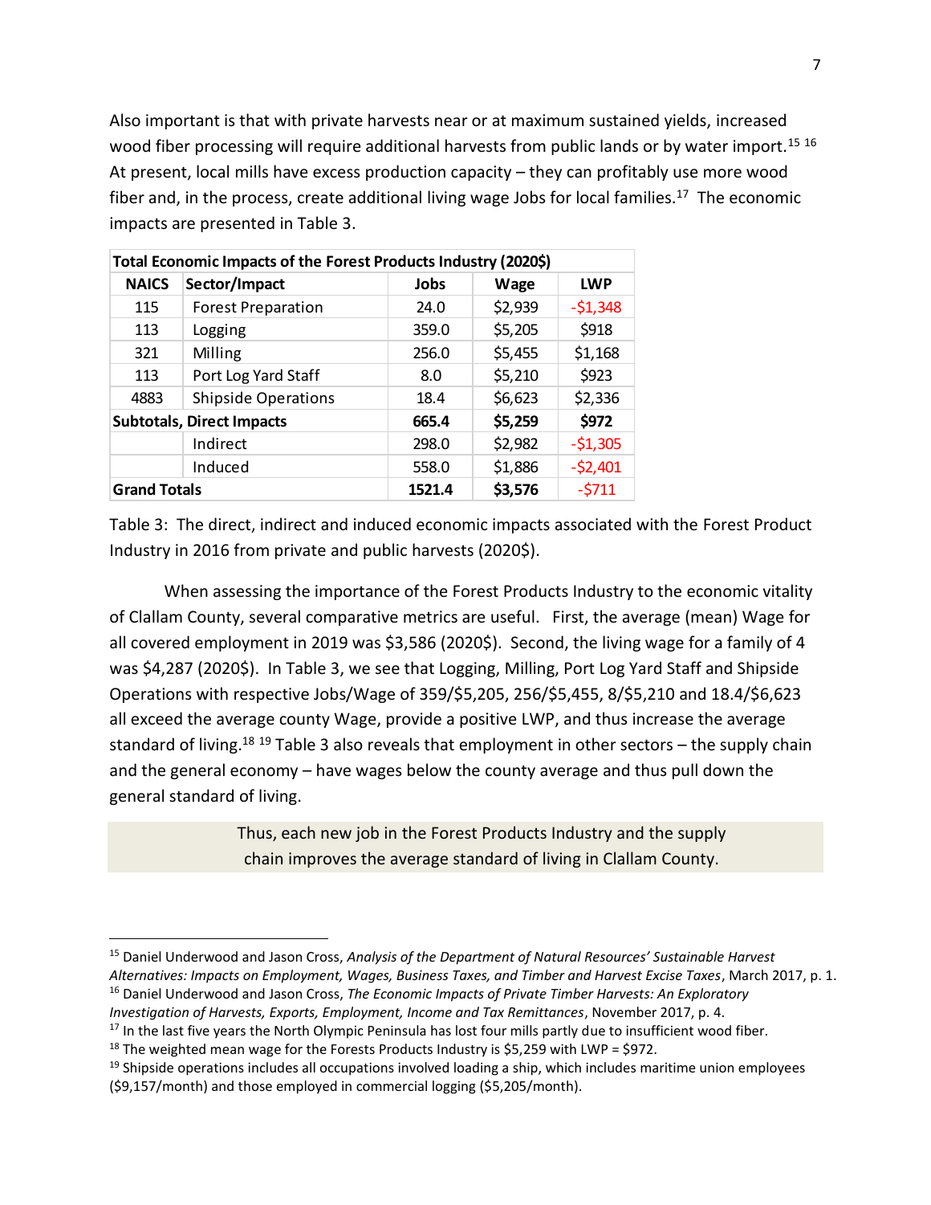Also important is that with private harvests near or at maximum sustained yields, increased wood fiber processing will require additional harvests from public lands or by water import.[15] [16] At present, local mills have excess production capacity – they can profitably use more wood fiber and, in the process, create additional living wage Jobs for local families.[17] The economic impacts are presented in Table 3.

| Total Economic Impacts of the Forest Products Industry (2020$) | | | | |
|---|---|---|---|---|
| **NAICS** | **Sector/Impact** | **Jobs** | **Wage** | **LWP** |
| 115 | Forest Preparation | 24.0 | $2,939 | -$1,348 |
| 113 | Logging | 359.0 | $5,205 | $918 |
| 321 | Milling | 256.0 | $5,455 | $1,168 |
| 113 | Port Log Yard Staff | 8.0 | $5,210 | $923 |
| 4883 | Shipside Operations | 18.4 | $6,623 | $2,336 |
| **Subtotals, Direct Impacts** | | **665.4** | **$5,259** | **$972** |
| | Indirect | 298.0 | $2,982 | -$1,305 |
| | Induced | 558.0 | $1,886 | -$2,401 |
| **Grand Totals** | | **1521.4** | **$3,576** | -$711 |

Table 3: The direct, indirect and induced economic impacts associated with the Forest Product Industry in 2016 from private and public harvests (2020$).

When assessing the importance of the Forest Products Industry to the economic vitality of Clallam County, several comparative metrics are useful. First, the average (mean) Wage for all covered employment in 2019 was $3,586 (2020$). Second, the living wage for a family of 4 was $4,287 (2020$). In Table 3, we see that Logging, Milling, Port Log Yard Staff and Shipside Operations with respective Jobs/Wage of 359/$5,205, 256/$5,455, 8/$5,210 and 18.4/$6,623 all exceed the average county Wage, provide a positive LWP, and thus increase the average standard of living.[18] [19] Table 3 also reveals that employment in other sectors – the supply chain and the general economy – have wages below the county average and thus pull down the general standard of living.

> Thus, each new job in the Forest Products Industry and the supply chain improves the average standard of living in Clallam County.

---

[15] Daniel Underwood and Jason Cross, *Analysis of the Department of Natural Resources' Sustainable Harvest Alternatives: Impacts on Employment, Wages, Business Taxes, and Timber and Harvest Excise Taxes*, March 2017, p. 1.

[16] Daniel Underwood and Jason Cross, *The Economic Impacts of Private Timber Harvests: An Exploratory Investigation of Harvests, Exports, Employment, Income and Tax Remittances*, November 2017, p. 4.

[17] In the last five years the North Olympic Peninsula has lost four mills partly due to insufficient wood fiber.

[18] The weighted mean wage for the Forests Products Industry is $5,259 with LWP = $972.

[19] Shipside operations includes all occupations involved loading a ship, which includes maritime union employees ($9,157/month) and those employed in commercial logging ($5,205/month).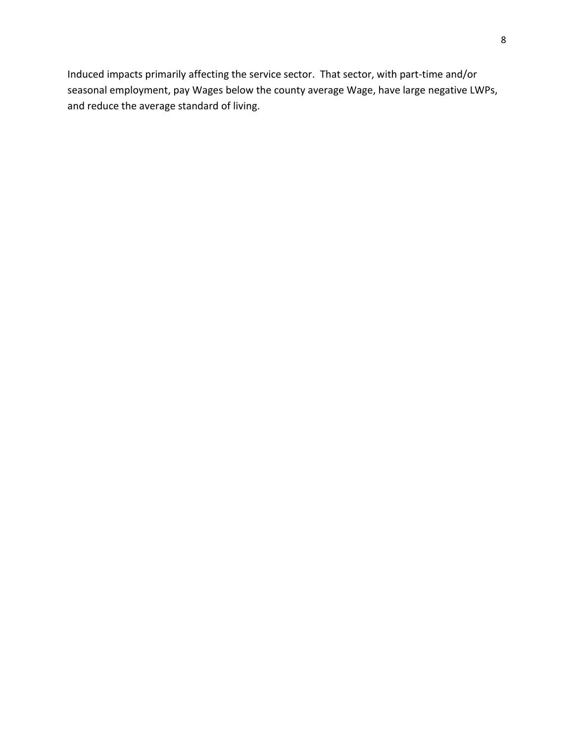Induced impacts primarily affecting the service sector. That sector, with part-time and/or seasonal employment, pay Wages below the county average Wage, have large negative LWPs, and reduce the average standard of living.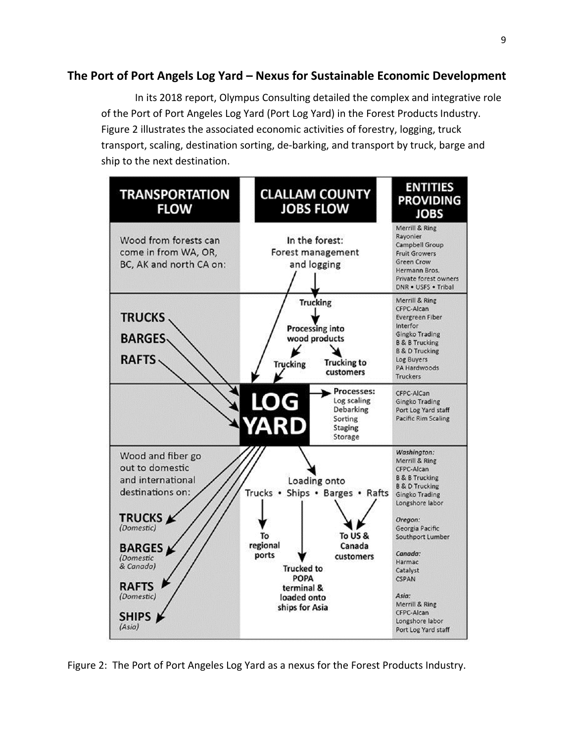## The Port of Port Angels Log Yard – Nexus for Sustainable Economic Development

In its 2018 report, Olympus Consulting detailed the complex and integrative role of the Port of Port Angeles Log Yard (Port Log Yard) in the Forest Products Industry. Figure 2 illustrates the associated economic activities of forestry, logging, truck transport, scaling, destination sorting, de-barking, and transport by truck, barge and ship to the next destination.

| TRANSPORTATION FLOW | CLALLAM COUNTY JOBS FLOW | ENTITIES PROVIDING JOBS |
| --- | --- | --- |
| Wood from forests can come in from WA, OR, BC, AK and north CA on: | In the forest: Forest management and logging | Merrill & Ring, Rayonier, Campbell Group, Fruit Growers, Green Crow, Hermann Bros., Private forest owners, DNR • USFS • Tribal |
| TRUCKS, BARGES, RAFTS | Trucking → Processing into wood products → Trucking; Trucking to customers | Merrill & Ring, CFPC-Alcan, Evergreen Fiber, Interfor, Gingko Trading, B & B Trucking, B & D Trucking, Log Buyers, PA Hardwoods, Truckers |
| | LOG YARD → Processes: Log scaling, Debarking, Sorting, Staging, Storage | CFPC-AlCan, Gingko Trading, Port Log Yard staff, Pacific Rim Scaling |
| Wood and fiber go out to domestic and international destinations on: TRUCKS (Domestic), BARGES (Domestic & Canada), RAFTS (Domestic), SHIPS (Asia) | Loading onto Trucks • Ships • Barges • Rafts → To regional ports; Trucked to POPA terminal & loaded onto ships for Asia; To US & Canada customers | *Washington:* Merrill & Ring, CFPC-Alcan, B & B Trucking, B & D Trucking, Gingko Trading, Longshore labor; *Oregon:* Georgia Pacific, Southport Lumber; *Canada:* Harmac, Catalyst, CSPAN; *Asia:* Merrill & Ring, CFPC-Alcan, Longshore labor, Port Log Yard staff |

Figure 2: The Port of Port Angeles Log Yard as a nexus for the Forest Products Industry.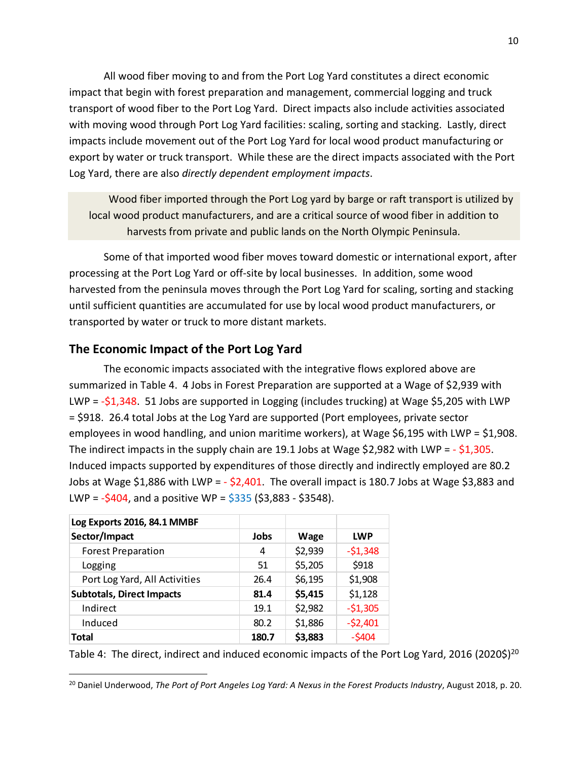All wood fiber moving to and from the Port Log Yard constitutes a direct economic impact that begin with forest preparation and management, commercial logging and truck transport of wood fiber to the Port Log Yard. Direct impacts also include activities associated with moving wood through Port Log Yard facilities: scaling, sorting and stacking. Lastly, direct impacts include movement out of the Port Log Yard for local wood product manufacturing or export by water or truck transport. While these are the direct impacts associated with the Port Log Yard, there are also *directly dependent employment impacts*.

> Wood fiber imported through the Port Log yard by barge or raft transport is utilized by local wood product manufacturers, and are a critical source of wood fiber in addition to harvests from private and public lands on the North Olympic Peninsula.

Some of that imported wood fiber moves toward domestic or international export, after processing at the Port Log Yard or off-site by local businesses. In addition, some wood harvested from the peninsula moves through the Port Log Yard for scaling, sorting and stacking until sufficient quantities are accumulated for use by local wood product manufacturers, or transported by water or truck to more distant markets.

## The Economic Impact of the Port Log Yard

The economic impacts associated with the integrative flows explored above are summarized in Table 4. 4 Jobs in Forest Preparation are supported at a Wage of $2,939 with LWP = -$1,348. 51 Jobs are supported in Logging (includes trucking) at Wage $5,205 with LWP = $918. 26.4 total Jobs at the Log Yard are supported (Port employees, private sector employees in wood handling, and union maritime workers), at Wage $6,195 with LWP = $1,908. The indirect impacts in the supply chain are 19.1 Jobs at Wage $2,982 with LWP = - $1,305. Induced impacts supported by expenditures of those directly and indirectly employed are 80.2 Jobs at Wage $1,886 with LWP = - $2,401. The overall impact is 180.7 Jobs at Wage $3,883 and LWP = -$404, and a positive WP = $335 ($3,883 - $3548).

| **Log Exports 2016, 84.1 MMBF** | | | |
|---|---|---|---|
| **Sector/Impact** | **Jobs** | **Wage** | **LWP** |
| Forest Preparation | 4 | $2,939 | -$1,348 |
| Logging | 51 | $5,205 | $918 |
| Port Log Yard, All Activities | 26.4 | $6,195 | $1,908 |
| **Subtotals, Direct Impacts** | **81.4** | **$5,415** | $1,128 |
| Indirect | 19.1 | $2,982 | -$1,305 |
| Induced | 80.2 | $1,886 | -$2,401 |
| **Total** | **180.7** | **$3,883** | -$404 |

Table 4: The direct, indirect and induced economic impacts of the Port Log Yard, 2016 (2020$)[20]

[20] Daniel Underwood, *The Port of Port Angeles Log Yard: A Nexus in the Forest Products Industry*, August 2018, p. 20.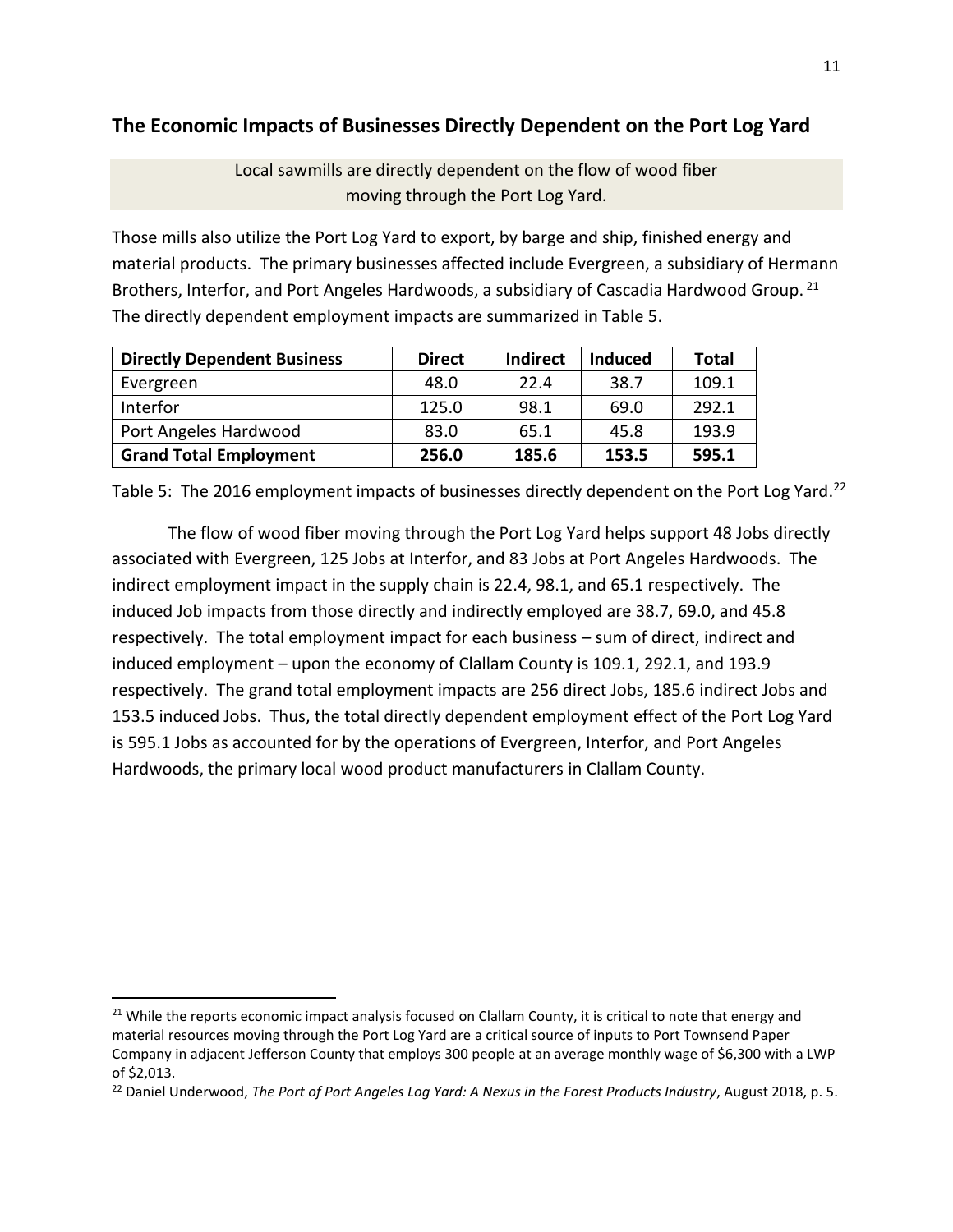## The Economic Impacts of Businesses Directly Dependent on the Port Log Yard

Local sawmills are directly dependent on the flow of wood fiber moving through the Port Log Yard.

Those mills also utilize the Port Log Yard to export, by barge and ship, finished energy and material products. The primary businesses affected include Evergreen, a subsidiary of Hermann Brothers, Interfor, and Port Angeles Hardwoods, a subsidiary of Cascadia Hardwood Group.[21] The directly dependent employment impacts are summarized in Table 5.

| Directly Dependent Business | Direct | Indirect | Induced | Total |
|---|---|---|---|---|
| Evergreen | 48.0 | 22.4 | 38.7 | 109.1 |
| Interfor | 125.0 | 98.1 | 69.0 | 292.1 |
| Port Angeles Hardwood | 83.0 | 65.1 | 45.8 | 193.9 |
| **Grand Total Employment** | **256.0** | **185.6** | **153.5** | **595.1** |

Table 5: The 2016 employment impacts of businesses directly dependent on the Port Log Yard.[22]

The flow of wood fiber moving through the Port Log Yard helps support 48 Jobs directly associated with Evergreen, 125 Jobs at Interfor, and 83 Jobs at Port Angeles Hardwoods. The indirect employment impact in the supply chain is 22.4, 98.1, and 65.1 respectively. The induced Job impacts from those directly and indirectly employed are 38.7, 69.0, and 45.8 respectively. The total employment impact for each business – sum of direct, indirect and induced employment – upon the economy of Clallam County is 109.1, 292.1, and 193.9 respectively. The grand total employment impacts are 256 direct Jobs, 185.6 indirect Jobs and 153.5 induced Jobs. Thus, the total directly dependent employment effect of the Port Log Yard is 595.1 Jobs as accounted for by the operations of Evergreen, Interfor, and Port Angeles Hardwoods, the primary local wood product manufacturers in Clallam County.

[21] While the reports economic impact analysis focused on Clallam County, it is critical to note that energy and material resources moving through the Port Log Yard are a critical source of inputs to Port Townsend Paper Company in adjacent Jefferson County that employs 300 people at an average monthly wage of $6,300 with a LWP of $2,013.

[22] Daniel Underwood, *The Port of Port Angeles Log Yard: A Nexus in the Forest Products Industry*, August 2018, p. 5.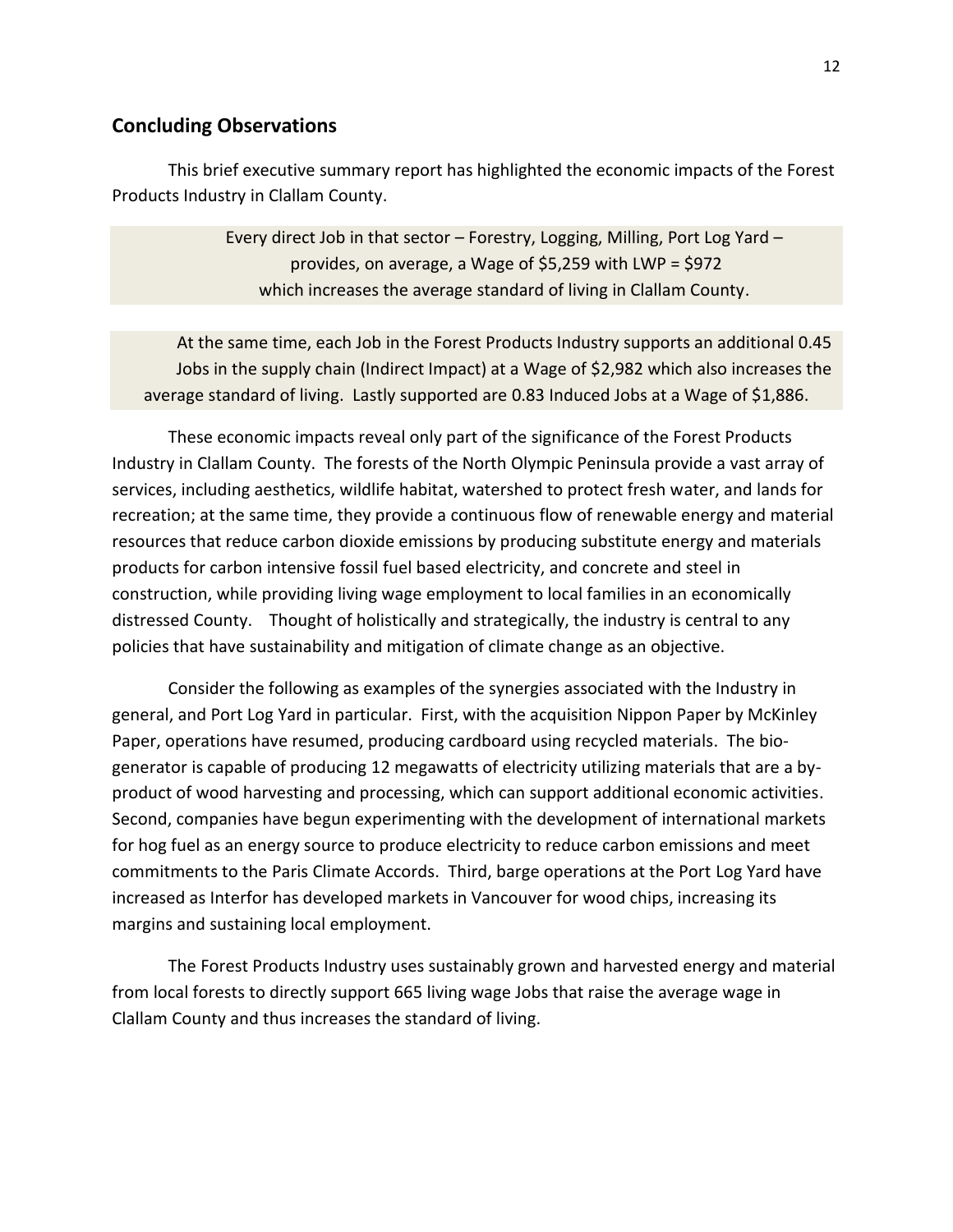## Concluding Observations

This brief executive summary report has highlighted the economic impacts of the Forest Products Industry in Clallam County.

> Every direct Job in that sector – Forestry, Logging, Milling, Port Log Yard – provides, on average, a Wage of $5,259 with LWP = $972 which increases the average standard of living in Clallam County.

> At the same time, each Job in the Forest Products Industry supports an additional 0.45 Jobs in the supply chain (Indirect Impact) at a Wage of $2,982 which also increases the average standard of living. Lastly supported are 0.83 Induced Jobs at a Wage of $1,886.

These economic impacts reveal only part of the significance of the Forest Products Industry in Clallam County. The forests of the North Olympic Peninsula provide a vast array of services, including aesthetics, wildlife habitat, watershed to protect fresh water, and lands for recreation; at the same time, they provide a continuous flow of renewable energy and material resources that reduce carbon dioxide emissions by producing substitute energy and materials products for carbon intensive fossil fuel based electricity, and concrete and steel in construction, while providing living wage employment to local families in an economically distressed County. Thought of holistically and strategically, the industry is central to any policies that have sustainability and mitigation of climate change as an objective.

Consider the following as examples of the synergies associated with the Industry in general, and Port Log Yard in particular. First, with the acquisition Nippon Paper by McKinley Paper, operations have resumed, producing cardboard using recycled materials. The bio-generator is capable of producing 12 megawatts of electricity utilizing materials that are a by-product of wood harvesting and processing, which can support additional economic activities. Second, companies have begun experimenting with the development of international markets for hog fuel as an energy source to produce electricity to reduce carbon emissions and meet commitments to the Paris Climate Accords. Third, barge operations at the Port Log Yard have increased as Interfor has developed markets in Vancouver for wood chips, increasing its margins and sustaining local employment.

The Forest Products Industry uses sustainably grown and harvested energy and material from local forests to directly support 665 living wage Jobs that raise the average wage in Clallam County and thus increases the standard of living.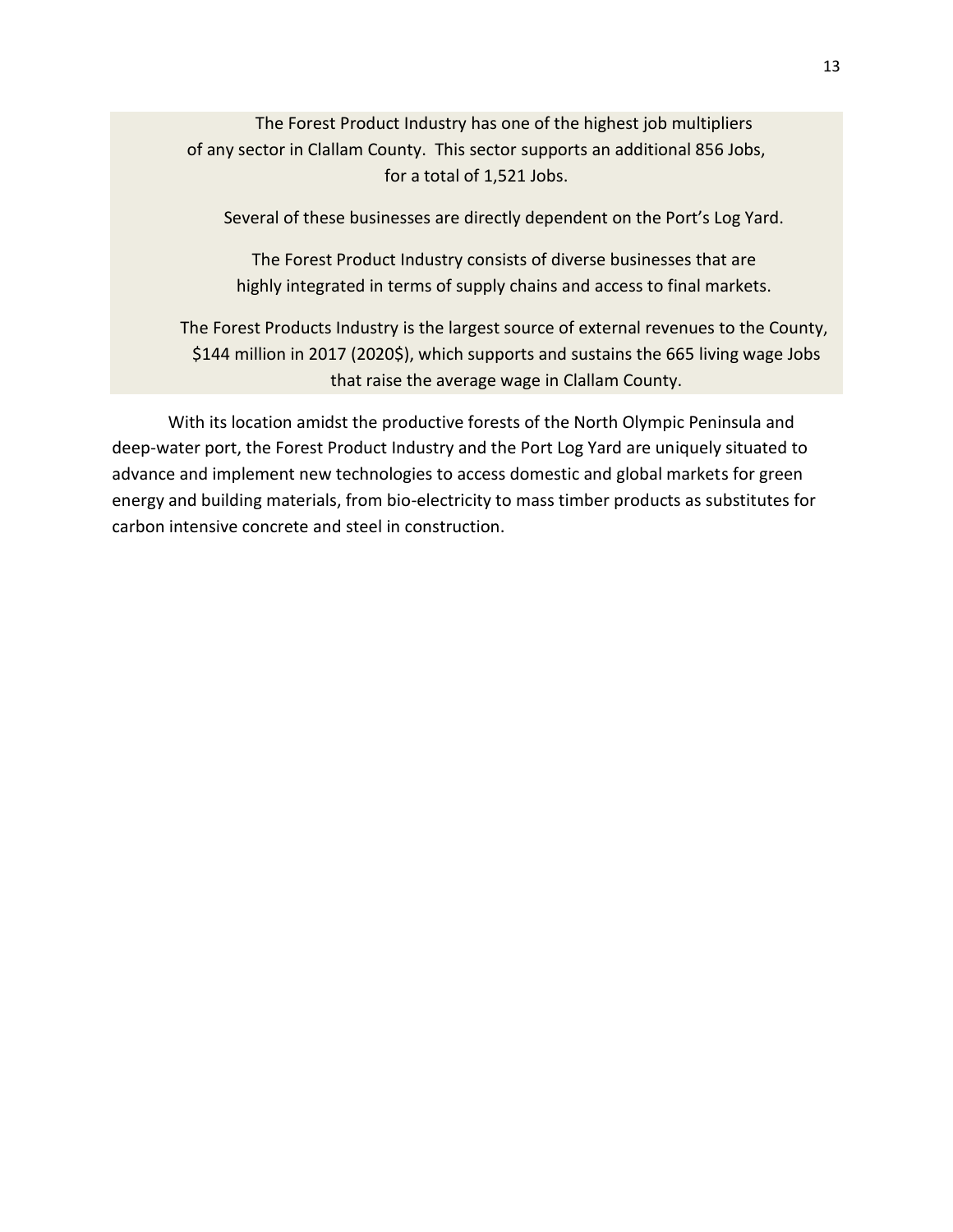The Forest Product Industry has one of the highest job multipliers of any sector in Clallam County. This sector supports an additional 856 Jobs, for a total of 1,521 Jobs.

Several of these businesses are directly dependent on the Port's Log Yard.

The Forest Product Industry consists of diverse businesses that are highly integrated in terms of supply chains and access to final markets.

The Forest Products Industry is the largest source of external revenues to the County, $144 million in 2017 (2020$), which supports and sustains the 665 living wage Jobs that raise the average wage in Clallam County.

With its location amidst the productive forests of the North Olympic Peninsula and deep-water port, the Forest Product Industry and the Port Log Yard are uniquely situated to advance and implement new technologies to access domestic and global markets for green energy and building materials, from bio-electricity to mass timber products as substitutes for carbon intensive concrete and steel in construction.